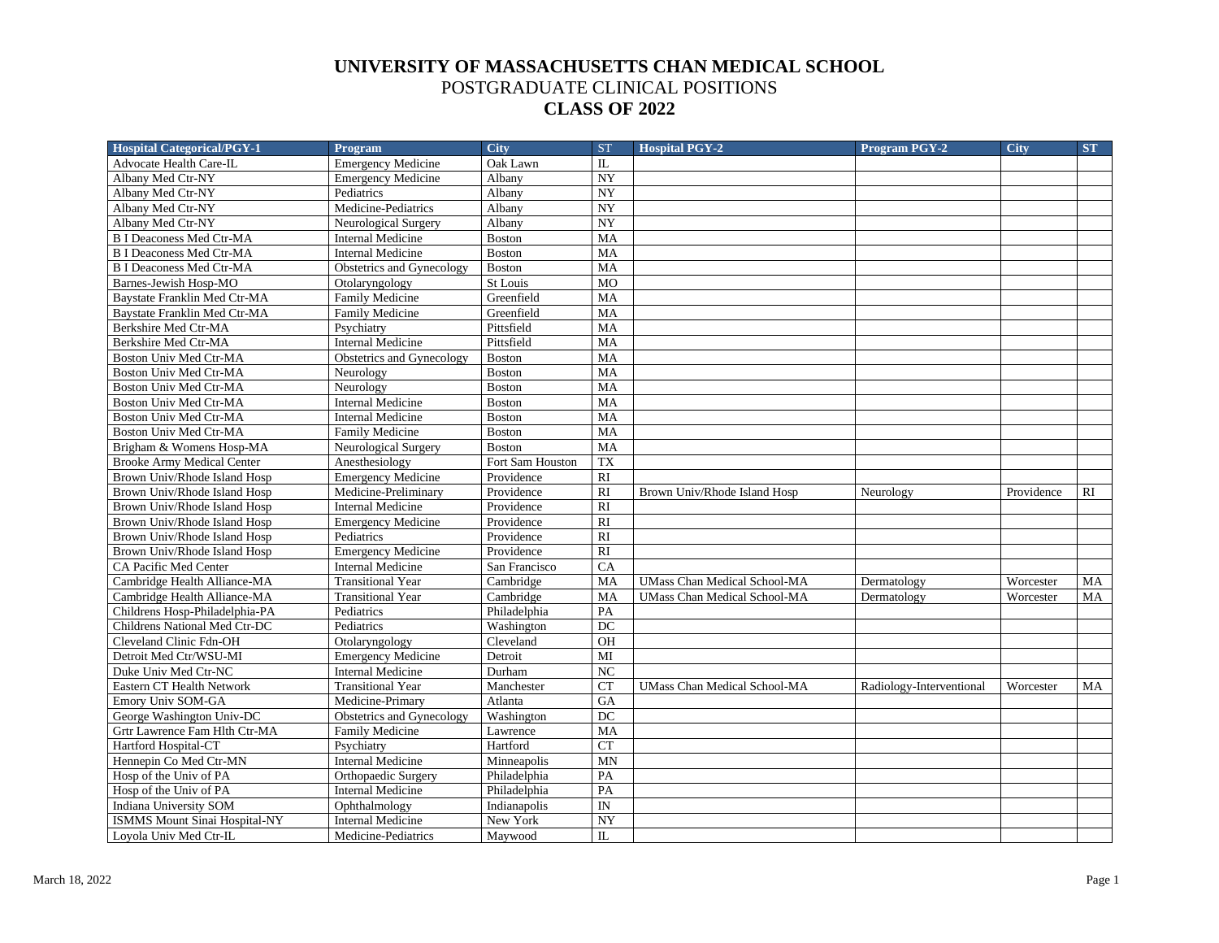# UNIVERSITY OF MASSACHUSETTS CHAN MEDICAL SCHOOL
## POSTGRADUATE CLINICAL POSITIONS
## CLASS OF 2022

| Hospital Categorical/PGY-1 | Program | City | ST | Hospital PGY-2 | Program PGY-2 | City | ST |
|---|---|---|---|---|---|---|---|
| Advocate Health Care-IL | Emergency Medicine | Oak Lawn | IL | | | | |
| Albany Med Ctr-NY | Emergency Medicine | Albany | NY | | | | |
| Albany Med Ctr-NY | Pediatrics | Albany | NY | | | | |
| Albany Med Ctr-NY | Medicine-Pediatrics | Albany | NY | | | | |
| Albany Med Ctr-NY | Neurological Surgery | Albany | NY | | | | |
| B I Deaconess Med Ctr-MA | Internal Medicine | Boston | MA | | | | |
| B I Deaconess Med Ctr-MA | Internal Medicine | Boston | MA | | | | |
| B I Deaconess Med Ctr-MA | Obstetrics and Gynecology | Boston | MA | | | | |
| Barnes-Jewish Hosp-MO | Otolaryngology | St Louis | MO | | | | |
| Baystate Franklin Med Ctr-MA | Family Medicine | Greenfield | MA | | | | |
| Baystate Franklin Med Ctr-MA | Family Medicine | Greenfield | MA | | | | |
| Berkshire Med Ctr-MA | Psychiatry | Pittsfield | MA | | | | |
| Berkshire Med Ctr-MA | Internal Medicine | Pittsfield | MA | | | | |
| Boston Univ Med Ctr-MA | Obstetrics and Gynecology | Boston | MA | | | | |
| Boston Univ Med Ctr-MA | Neurology | Boston | MA | | | | |
| Boston Univ Med Ctr-MA | Neurology | Boston | MA | | | | |
| Boston Univ Med Ctr-MA | Internal Medicine | Boston | MA | | | | |
| Boston Univ Med Ctr-MA | Internal Medicine | Boston | MA | | | | |
| Boston Univ Med Ctr-MA | Family Medicine | Boston | MA | | | | |
| Brigham & Womens Hosp-MA | Neurological Surgery | Boston | MA | | | | |
| Brooke Army Medical Center | Anesthesiology | Fort Sam Houston | TX | | | | |
| Brown Univ/Rhode Island Hosp | Emergency Medicine | Providence | RI | | | | |
| Brown Univ/Rhode Island Hosp | Medicine-Preliminary | Providence | RI | Brown Univ/Rhode Island Hosp | Neurology | Providence | RI |
| Brown Univ/Rhode Island Hosp | Internal Medicine | Providence | RI | | | | |
| Brown Univ/Rhode Island Hosp | Emergency Medicine | Providence | RI | | | | |
| Brown Univ/Rhode Island Hosp | Pediatrics | Providence | RI | | | | |
| Brown Univ/Rhode Island Hosp | Emergency Medicine | Providence | RI | | | | |
| CA Pacific Med Center | Internal Medicine | San Francisco | CA | | | | |
| Cambridge Health Alliance-MA | Transitional Year | Cambridge | MA | UMass Chan Medical School-MA | Dermatology | Worcester | MA |
| Cambridge Health Alliance-MA | Transitional Year | Cambridge | MA | UMass Chan Medical School-MA | Dermatology | Worcester | MA |
| Childrens Hosp-Philadelphia-PA | Pediatrics | Philadelphia | PA | | | | |
| Childrens National Med Ctr-DC | Pediatrics | Washington | DC | | | | |
| Cleveland Clinic Fdn-OH | Otolaryngology | Cleveland | OH | | | | |
| Detroit Med Ctr/WSU-MI | Emergency Medicine | Detroit | MI | | | | |
| Duke Univ Med Ctr-NC | Internal Medicine | Durham | NC | | | | |
| Eastern CT Health Network | Transitional Year | Manchester | CT | UMass Chan Medical School-MA | Radiology-Interventional | Worcester | MA |
| Emory Univ SOM-GA | Medicine-Primary | Atlanta | GA | | | | |
| George Washington Univ-DC | Obstetrics and Gynecology | Washington | DC | | | | |
| Grtr Lawrence Fam Hlth Ctr-MA | Family Medicine | Lawrence | MA | | | | |
| Hartford Hospital-CT | Psychiatry | Hartford | CT | | | | |
| Hennepin Co Med Ctr-MN | Internal Medicine | Minneapolis | MN | | | | |
| Hosp of the Univ of PA | Orthopaedic Surgery | Philadelphia | PA | | | | |
| Hosp of the Univ of PA | Internal Medicine | Philadelphia | PA | | | | |
| Indiana University SOM | Ophthalmology | Indianapolis | IN | | | | |
| ISMMS Mount Sinai Hospital-NY | Internal Medicine | New York | NY | | | | |
| Loyola Univ Med Ctr-IL | Medicine-Pediatrics | Maywood | IL | | | | |

March 18, 2022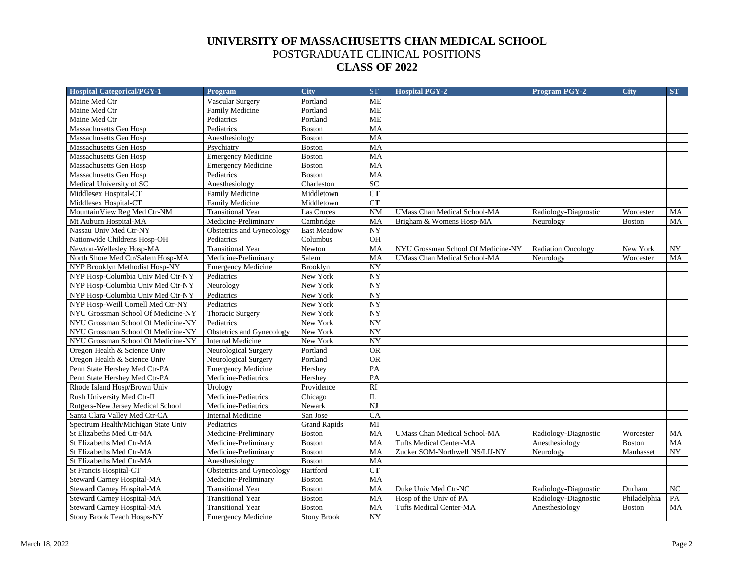# UNIVERSITY OF MASSACHUSETTS CHAN MEDICAL SCHOOL

## POSTGRADUATE CLINICAL POSITIONS

## CLASS OF 2022

| Hospital Categorical/PGY-1 | Program | City | ST | Hospital PGY-2 | Program PGY-2 | City | ST |
|---|---|---|---|---|---|---|---|
| Maine Med Ctr | Vascular Surgery | Portland | ME | | | | |
| Maine Med Ctr | Family Medicine | Portland | ME | | | | |
| Maine Med Ctr | Pediatrics | Portland | ME | | | | |
| Massachusetts Gen Hosp | Pediatrics | Boston | MA | | | | |
| Massachusetts Gen Hosp | Anesthesiology | Boston | MA | | | | |
| Massachusetts Gen Hosp | Psychiatry | Boston | MA | | | | |
| Massachusetts Gen Hosp | Emergency Medicine | Boston | MA | | | | |
| Massachusetts Gen Hosp | Emergency Medicine | Boston | MA | | | | |
| Massachusetts Gen Hosp | Pediatrics | Boston | MA | | | | |
| Medical University of SC | Anesthesiology | Charleston | SC | | | | |
| Middlesex Hospital-CT | Family Medicine | Middletown | CT | | | | |
| Middlesex Hospital-CT | Family Medicine | Middletown | CT | | | | |
| MountainView Reg Med Ctr-NM | Transitional Year | Las Cruces | NM | UMass Chan Medical School-MA | Radiology-Diagnostic | Worcester | MA |
| Mt Auburn Hospital-MA | Medicine-Preliminary | Cambridge | MA | Brigham & Womens Hosp-MA | Neurology | Boston | MA |
| Nassau Univ Med Ctr-NY | Obstetrics and Gynecology | East Meadow | NY | | | | |
| Nationwide Childrens Hosp-OH | Pediatrics | Columbus | OH | | | | |
| Newton-Wellesley Hosp-MA | Transitional Year | Newton | MA | NYU Grossman School Of Medicine-NY | Radiation Oncology | New York | NY |
| North Shore Med Ctr/Salem Hosp-MA | Medicine-Preliminary | Salem | MA | UMass Chan Medical School-MA | Neurology | Worcester | MA |
| NYP Brooklyn Methodist Hosp-NY | Emergency Medicine | Brooklyn | NY | | | | |
| NYP Hosp-Columbia Univ Med Ctr-NY | Pediatrics | New York | NY | | | | |
| NYP Hosp-Columbia Univ Med Ctr-NY | Neurology | New York | NY | | | | |
| NYP Hosp-Columbia Univ Med Ctr-NY | Pediatrics | New York | NY | | | | |
| NYP Hosp-Weill Cornell Med Ctr-NY | Pediatrics | New York | NY | | | | |
| NYU Grossman School Of Medicine-NY | Thoracic Surgery | New York | NY | | | | |
| NYU Grossman School Of Medicine-NY | Pediatrics | New York | NY | | | | |
| NYU Grossman School Of Medicine-NY | Obstetrics and Gynecology | New York | NY | | | | |
| NYU Grossman School Of Medicine-NY | Internal Medicine | New York | NY | | | | |
| Oregon Health & Science Univ | Neurological Surgery | Portland | OR | | | | |
| Oregon Health & Science Univ | Neurological Surgery | Portland | OR | | | | |
| Penn State Hershey Med Ctr-PA | Emergency Medicine | Hershey | PA | | | | |
| Penn State Hershey Med Ctr-PA | Medicine-Pediatrics | Hershey | PA | | | | |
| Rhode Island Hosp/Brown Univ | Urology | Providence | RI | | | | |
| Rush University Med Ctr-IL | Medicine-Pediatrics | Chicago | IL | | | | |
| Rutgers-New Jersey Medical School | Medicine-Pediatrics | Newark | NJ | | | | |
| Santa Clara Valley Med Ctr-CA | Internal Medicine | San Jose | CA | | | | |
| Spectrum Health/Michigan State Univ | Pediatrics | Grand Rapids | MI | | | | |
| St Elizabeths Med Ctr-MA | Medicine-Preliminary | Boston | MA | UMass Chan Medical School-MA | Radiology-Diagnostic | Worcester | MA |
| St Elizabeths Med Ctr-MA | Medicine-Preliminary | Boston | MA | Tufts Medical Center-MA | Anesthesiology | Boston | MA |
| St Elizabeths Med Ctr-MA | Medicine-Preliminary | Boston | MA | Zucker SOM-Northwell NS/LIJ-NY | Neurology | Manhasset | NY |
| St Elizabeths Med Ctr-MA | Anesthesiology | Boston | MA | | | | |
| St Francis Hospital-CT | Obstetrics and Gynecology | Hartford | CT | | | | |
| Steward Carney Hospital-MA | Medicine-Preliminary | Boston | MA | | | | |
| Steward Carney Hospital-MA | Transitional Year | Boston | MA | Duke Univ Med Ctr-NC | Radiology-Diagnostic | Durham | NC |
| Steward Carney Hospital-MA | Transitional Year | Boston | MA | Hosp of the Univ of PA | Radiology-Diagnostic | Philadelphia | PA |
| Steward Carney Hospital-MA | Transitional Year | Boston | MA | Tufts Medical Center-MA | Anesthesiology | Boston | MA |
| Stony Brook Teach Hosps-NY | Emergency Medicine | Stony Brook | NY | | | | |

March 18, 2022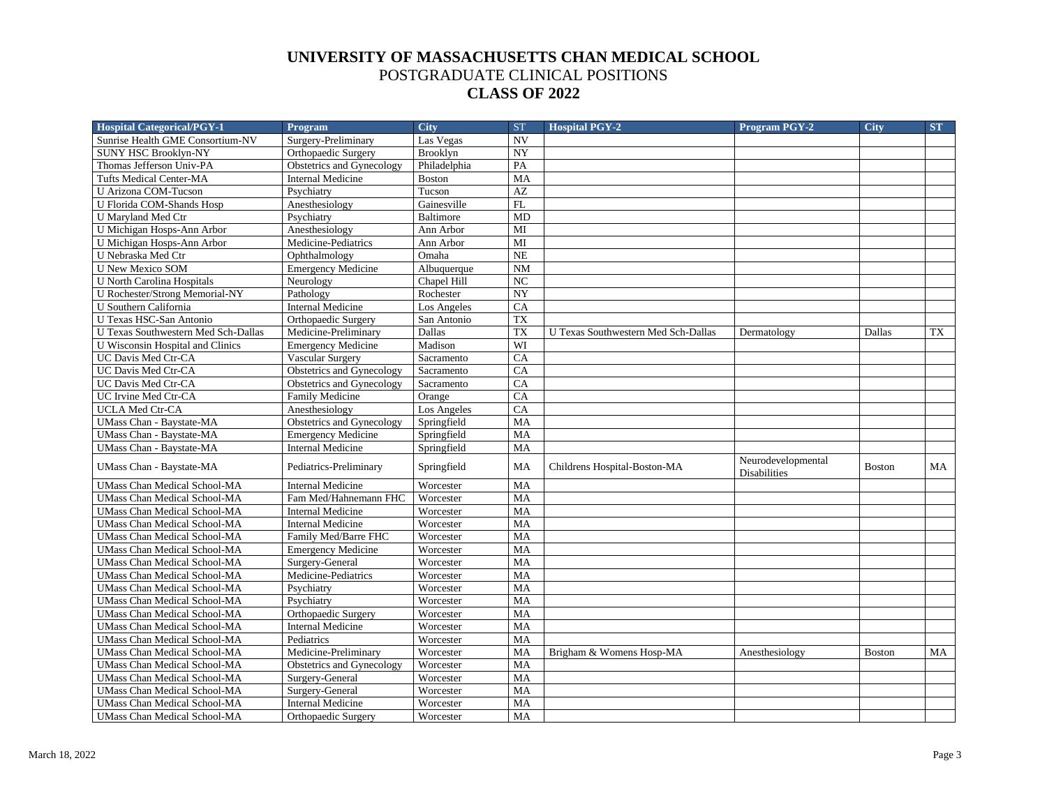# UNIVERSITY OF MASSACHUSETTS CHAN MEDICAL SCHOOL
## POSTGRADUATE CLINICAL POSITIONS
## CLASS OF 2022

| Hospital Categorical/PGY-1 | Program | City | ST | Hospital PGY-2 | Program PGY-2 | City | ST |
|---|---|---|---|---|---|---|---|
| Sunrise Health GME Consortium-NV | Surgery-Preliminary | Las Vegas | NV | | | | |
| SUNY HSC Brooklyn-NY | Orthopaedic Surgery | Brooklyn | NY | | | | |
| Thomas Jefferson Univ-PA | Obstetrics and Gynecology | Philadelphia | PA | | | | |
| Tufts Medical Center-MA | Internal Medicine | Boston | MA | | | | |
| U Arizona COM-Tucson | Psychiatry | Tucson | AZ | | | | |
| U Florida COM-Shands Hosp | Anesthesiology | Gainesville | FL | | | | |
| U Maryland Med Ctr | Psychiatry | Baltimore | MD | | | | |
| U Michigan Hosps-Ann Arbor | Anesthesiology | Ann Arbor | MI | | | | |
| U Michigan Hosps-Ann Arbor | Medicine-Pediatrics | Ann Arbor | MI | | | | |
| U Nebraska Med Ctr | Ophthalmology | Omaha | NE | | | | |
| U New Mexico SOM | Emergency Medicine | Albuquerque | NM | | | | |
| U North Carolina Hospitals | Neurology | Chapel Hill | NC | | | | |
| U Rochester/Strong Memorial-NY | Pathology | Rochester | NY | | | | |
| U Southern California | Internal Medicine | Los Angeles | CA | | | | |
| U Texas HSC-San Antonio | Orthopaedic Surgery | San Antonio | TX | | | | |
| U Texas Southwestern Med Sch-Dallas | Medicine-Preliminary | Dallas | TX | U Texas Southwestern Med Sch-Dallas | Dermatology | Dallas | TX |
| U Wisconsin Hospital and Clinics | Emergency Medicine | Madison | WI | | | | |
| UC Davis Med Ctr-CA | Vascular Surgery | Sacramento | CA | | | | |
| UC Davis Med Ctr-CA | Obstetrics and Gynecology | Sacramento | CA | | | | |
| UC Davis Med Ctr-CA | Obstetrics and Gynecology | Sacramento | CA | | | | |
| UC Irvine Med Ctr-CA | Family Medicine | Orange | CA | | | | |
| UCLA Med Ctr-CA | Anesthesiology | Los Angeles | CA | | | | |
| UMass Chan - Baystate-MA | Obstetrics and Gynecology | Springfield | MA | | | | |
| UMass Chan - Baystate-MA | Emergency Medicine | Springfield | MA | | | | |
| UMass Chan - Baystate-MA | Internal Medicine | Springfield | MA | | | | |
| UMass Chan - Baystate-MA | Pediatrics-Preliminary | Springfield | MA | Childrens Hospital-Boston-MA | Neurodevelopmental Disabilities | Boston | MA |
| UMass Chan Medical School-MA | Internal Medicine | Worcester | MA | | | | |
| UMass Chan Medical School-MA | Fam Med/Hahnemann FHC | Worcester | MA | | | | |
| UMass Chan Medical School-MA | Internal Medicine | Worcester | MA | | | | |
| UMass Chan Medical School-MA | Internal Medicine | Worcester | MA | | | | |
| UMass Chan Medical School-MA | Family Med/Barre FHC | Worcester | MA | | | | |
| UMass Chan Medical School-MA | Emergency Medicine | Worcester | MA | | | | |
| UMass Chan Medical School-MA | Surgery-General | Worcester | MA | | | | |
| UMass Chan Medical School-MA | Medicine-Pediatrics | Worcester | MA | | | | |
| UMass Chan Medical School-MA | Psychiatry | Worcester | MA | | | | |
| UMass Chan Medical School-MA | Psychiatry | Worcester | MA | | | | |
| UMass Chan Medical School-MA | Orthopaedic Surgery | Worcester | MA | | | | |
| UMass Chan Medical School-MA | Internal Medicine | Worcester | MA | | | | |
| UMass Chan Medical School-MA | Pediatrics | Worcester | MA | | | | |
| UMass Chan Medical School-MA | Medicine-Preliminary | Worcester | MA | Brigham & Womens Hosp-MA | Anesthesiology | Boston | MA |
| UMass Chan Medical School-MA | Obstetrics and Gynecology | Worcester | MA | | | | |
| UMass Chan Medical School-MA | Surgery-General | Worcester | MA | | | | |
| UMass Chan Medical School-MA | Surgery-General | Worcester | MA | | | | |
| UMass Chan Medical School-MA | Internal Medicine | Worcester | MA | | | | |
| UMass Chan Medical School-MA | Orthopaedic Surgery | Worcester | MA | | | | |

March 18, 2022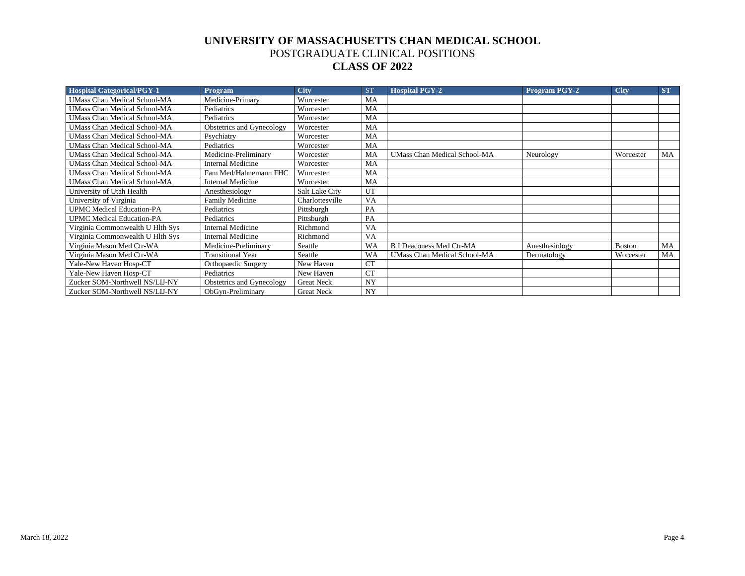# UNIVERSITY OF MASSACHUSETTS CHAN MEDICAL SCHOOL
## POSTGRADUATE CLINICAL POSITIONS
## CLASS OF 2022

| Hospital Categorical/PGY-1 | Program | City | ST | Hospital PGY-2 | Program PGY-2 | City | ST |
|---|---|---|---|---|---|---|---|
| UMass Chan Medical School-MA | Medicine-Primary | Worcester | MA | | | | |
| UMass Chan Medical School-MA | Pediatrics | Worcester | MA | | | | |
| UMass Chan Medical School-MA | Pediatrics | Worcester | MA | | | | |
| UMass Chan Medical School-MA | Obstetrics and Gynecology | Worcester | MA | | | | |
| UMass Chan Medical School-MA | Psychiatry | Worcester | MA | | | | |
| UMass Chan Medical School-MA | Pediatrics | Worcester | MA | | | | |
| UMass Chan Medical School-MA | Medicine-Preliminary | Worcester | MA | UMass Chan Medical School-MA | Neurology | Worcester | MA |
| UMass Chan Medical School-MA | Internal Medicine | Worcester | MA | | | | |
| UMass Chan Medical School-MA | Fam Med/Hahnemann FHC | Worcester | MA | | | | |
| UMass Chan Medical School-MA | Internal Medicine | Worcester | MA | | | | |
| University of Utah Health | Anesthesiology | Salt Lake City | UT | | | | |
| University of Virginia | Family Medicine | Charlottesville | VA | | | | |
| UPMC Medical Education-PA | Pediatrics | Pittsburgh | PA | | | | |
| UPMC Medical Education-PA | Pediatrics | Pittsburgh | PA | | | | |
| Virginia Commonwealth U Hlth Sys | Internal Medicine | Richmond | VA | | | | |
| Virginia Commonwealth U Hlth Sys | Internal Medicine | Richmond | VA | | | | |
| Virginia Mason Med Ctr-WA | Medicine-Preliminary | Seattle | WA | B I Deaconess Med Ctr-MA | Anesthesiology | Boston | MA |
| Virginia Mason Med Ctr-WA | Transitional Year | Seattle | WA | UMass Chan Medical School-MA | Dermatology | Worcester | MA |
| Yale-New Haven Hosp-CT | Orthopaedic Surgery | New Haven | CT | | | | |
| Yale-New Haven Hosp-CT | Pediatrics | New Haven | CT | | | | |
| Zucker SOM-Northwell NS/LIJ-NY | Obstetrics and Gynecology | Great Neck | NY | | | | |
| Zucker SOM-Northwell NS/LIJ-NY | ObGyn-Preliminary | Great Neck | NY | | | | |

March 18, 2022